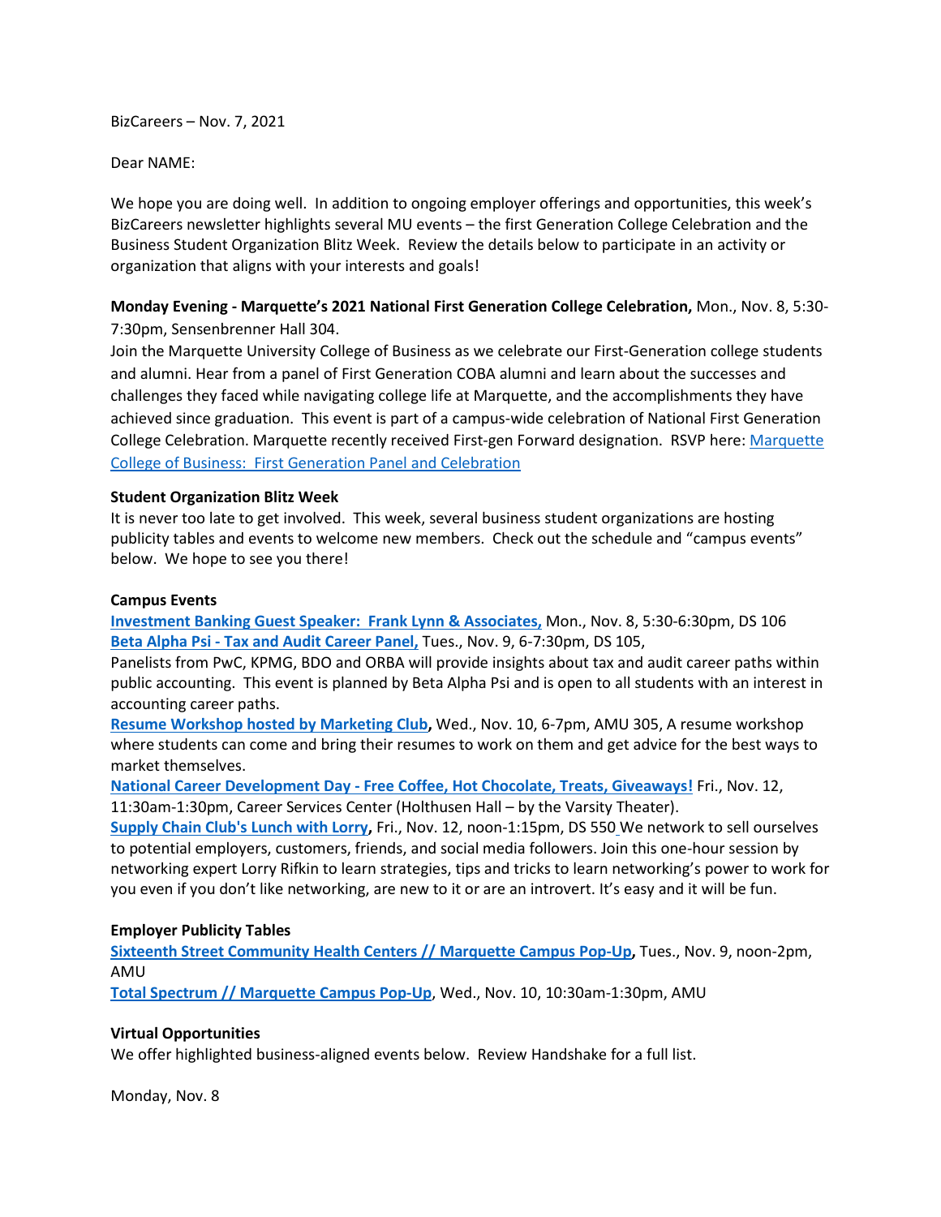BizCareers – Nov. 7, 2021

Dear NAME:

We hope you are doing well. In addition to ongoing employer offerings and opportunities, this week's BizCareers newsletter highlights several MU events – the first Generation College Celebration and the Business Student Organization Blitz Week. Review the details below to participate in an activity or organization that aligns with your interests and goals!

**Monday Evening - Marquette's 2021 National First Generation College Celebration,** Mon., Nov. 8, 5:30-7:30pm, Sensenbrenner Hall 304.

Join the Marquette University College of Business as we celebrate our First-Generation college students and alumni. Hear from a panel of First Generation COBA alumni and learn about the successes and challenges they faced while navigating college life at Marquette, and the accomplishments they have achieved since graduation. This event is part of a campus-wide celebration of National First Generation College Celebration. Marquette recently received First-gen Forward designation. RSVP here: Marquette College of Business: First Generation Panel and Celebration

**Student Organization Blitz Week**

It is never too late to get involved. This week, several business student organizations are hosting publicity tables and events to welcome new members. Check out the schedule and "campus events" below. We hope to see you there!

**Campus Events**

**Investment Banking Guest Speaker: Frank Lynn & Associates,** Mon., Nov. 8, 5:30-6:30pm, DS 106

**Beta Alpha Psi - Tax and Audit Career Panel,** Tues., Nov. 9, 6-7:30pm, DS 105,
Panelists from PwC, KPMG, BDO and ORBA will provide insights about tax and audit career paths within public accounting. This event is planned by Beta Alpha Psi and is open to all students with an interest in accounting career paths.

**Resume Workshop hosted by Marketing Club,** Wed., Nov. 10, 6-7pm, AMU 305, A resume workshop where students can come and bring their resumes to work on them and get advice for the best ways to market themselves.

**National Career Development Day - Free Coffee, Hot Chocolate, Treats, Giveaways!** Fri., Nov. 12, 11:30am-1:30pm, Career Services Center (Holthusen Hall – by the Varsity Theater).

**Supply Chain Club's Lunch with Lorry,** Fri., Nov. 12, noon-1:15pm, DS 550 We network to sell ourselves to potential employers, customers, friends, and social media followers. Join this one-hour session by networking expert Lorry Rifkin to learn strategies, tips and tricks to learn networking's power to work for you even if you don't like networking, are new to it or are an introvert. It's easy and it will be fun.

**Employer Publicity Tables**

**Sixteenth Street Community Health Centers // Marquette Campus Pop-Up,** Tues., Nov. 9, noon-2pm, AMU

**Total Spectrum // Marquette Campus Pop-Up**, Wed., Nov. 10, 10:30am-1:30pm, AMU

**Virtual Opportunities**

We offer highlighted business-aligned events below. Review Handshake for a full list.

Monday, Nov. 8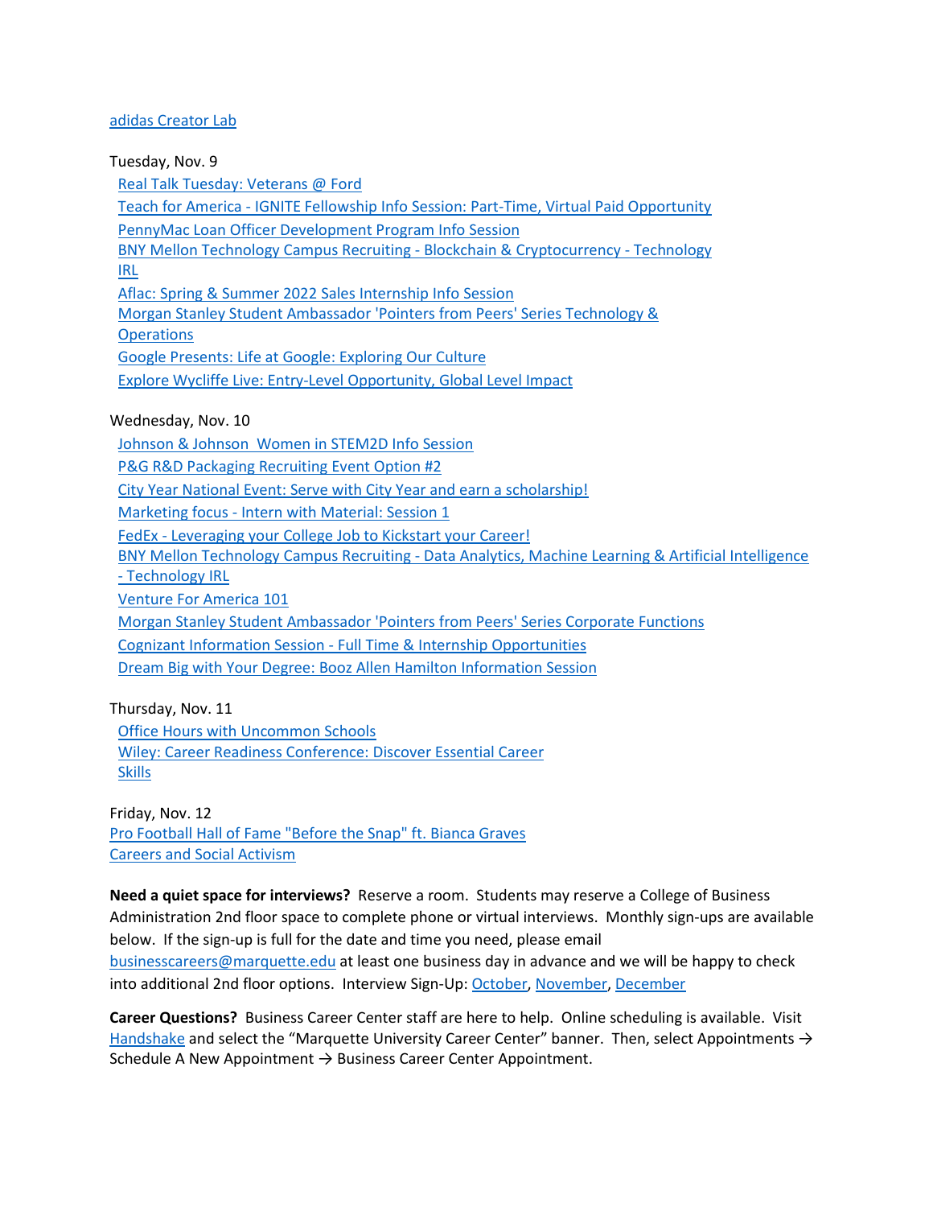adidas Creator Lab

Tuesday, Nov. 9

- Real Talk Tuesday: Veterans @ Ford
- Teach for America - IGNITE Fellowship Info Session: Part-Time, Virtual Paid Opportunity
- PennyMac Loan Officer Development Program Info Session
- BNY Mellon Technology Campus Recruiting - Blockchain & Cryptocurrency - Technology IRL
- Aflac: Spring & Summer 2022 Sales Internship Info Session
- Morgan Stanley Student Ambassador 'Pointers from Peers' Series Technology & Operations
- Google Presents: Life at Google: Exploring Our Culture
- Explore Wycliffe Live: Entry-Level Opportunity, Global Level Impact

Wednesday, Nov. 10

- Johnson & Johnson Women in STEM2D Info Session
- P&G R&D Packaging Recruiting Event Option #2
- City Year National Event: Serve with City Year and earn a scholarship!
- Marketing focus - Intern with Material: Session 1
- FedEx - Leveraging your College Job to Kickstart your Career!
- BNY Mellon Technology Campus Recruiting - Data Analytics, Machine Learning & Artificial Intelligence - Technology IRL
- Venture For America 101
- Morgan Stanley Student Ambassador 'Pointers from Peers' Series Corporate Functions
- Cognizant Information Session - Full Time & Internship Opportunities
- Dream Big with Your Degree: Booz Allen Hamilton Information Session

Thursday, Nov. 11

- Office Hours with Uncommon Schools
- Wiley: Career Readiness Conference: Discover Essential Career Skills

Friday, Nov. 12

Pro Football Hall of Fame "Before the Snap" ft. Bianca Graves
Careers and Social Activism

**Need a quiet space for interviews?** Reserve a room. Students may reserve a College of Business Administration 2nd floor space to complete phone or virtual interviews. Monthly sign-ups are available below. If the sign-up is full for the date and time you need, please email businesscareers@marquette.edu at least one business day in advance and we will be happy to check into additional 2nd floor options. Interview Sign-Up: October, November, December

**Career Questions?** Business Career Center staff are here to help. Online scheduling is available. Visit Handshake and select the "Marquette University Career Center" banner. Then, select Appointments → Schedule A New Appointment → Business Career Center Appointment.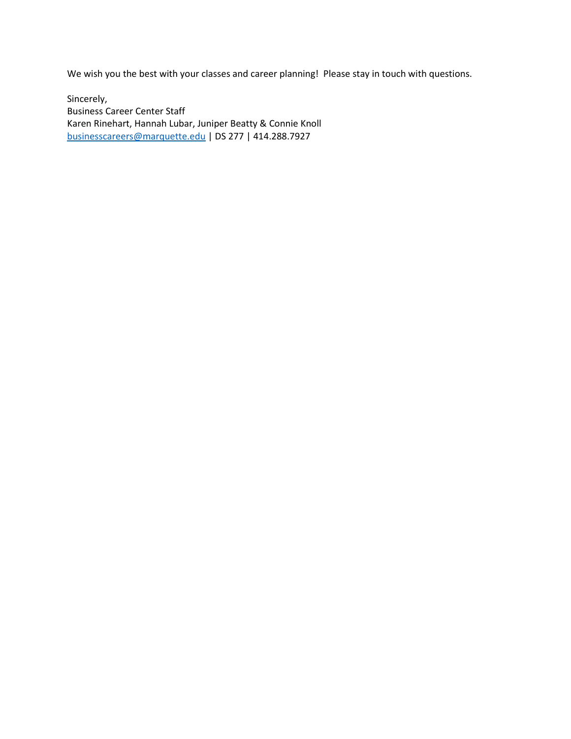We wish you the best with your classes and career planning! Please stay in touch with questions.

Sincerely,
Business Career Center Staff
Karen Rinehart, Hannah Lubar, Juniper Beatty & Connie Knoll
businesscareers@marquette.edu | DS 277 | 414.288.7927